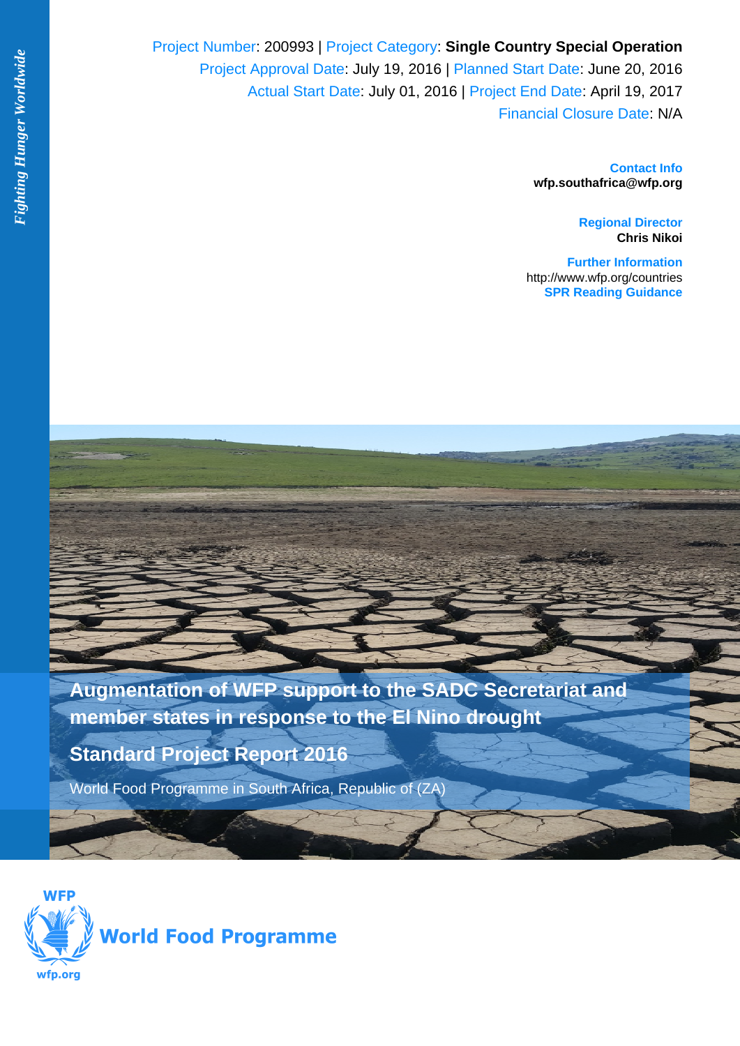*Fighting Hunger Worldwide*

Project Number: 200993 | Project Category: **Single Country Special Operation**
Project Approval Date: July 19, 2016 | Planned Start Date: June 20, 2016
Actual Start Date: July 01, 2016 | Project End Date: April 19, 2017
Financial Closure Date: N/A

**Contact Info**
**wfp.southafrica@wfp.org**

**Regional Director**
**Chris Nikoi**

**Further Information**
http://www.wfp.org/countries
**SPR Reading Guidance**

# Augmentation of WFP support to the SADC Secretariat and member states in response to the El Nino drought

## Standard Project Report 2016

World Food Programme in South Africa, Republic of (ZA)

WFP
World Food Programme
wfp.org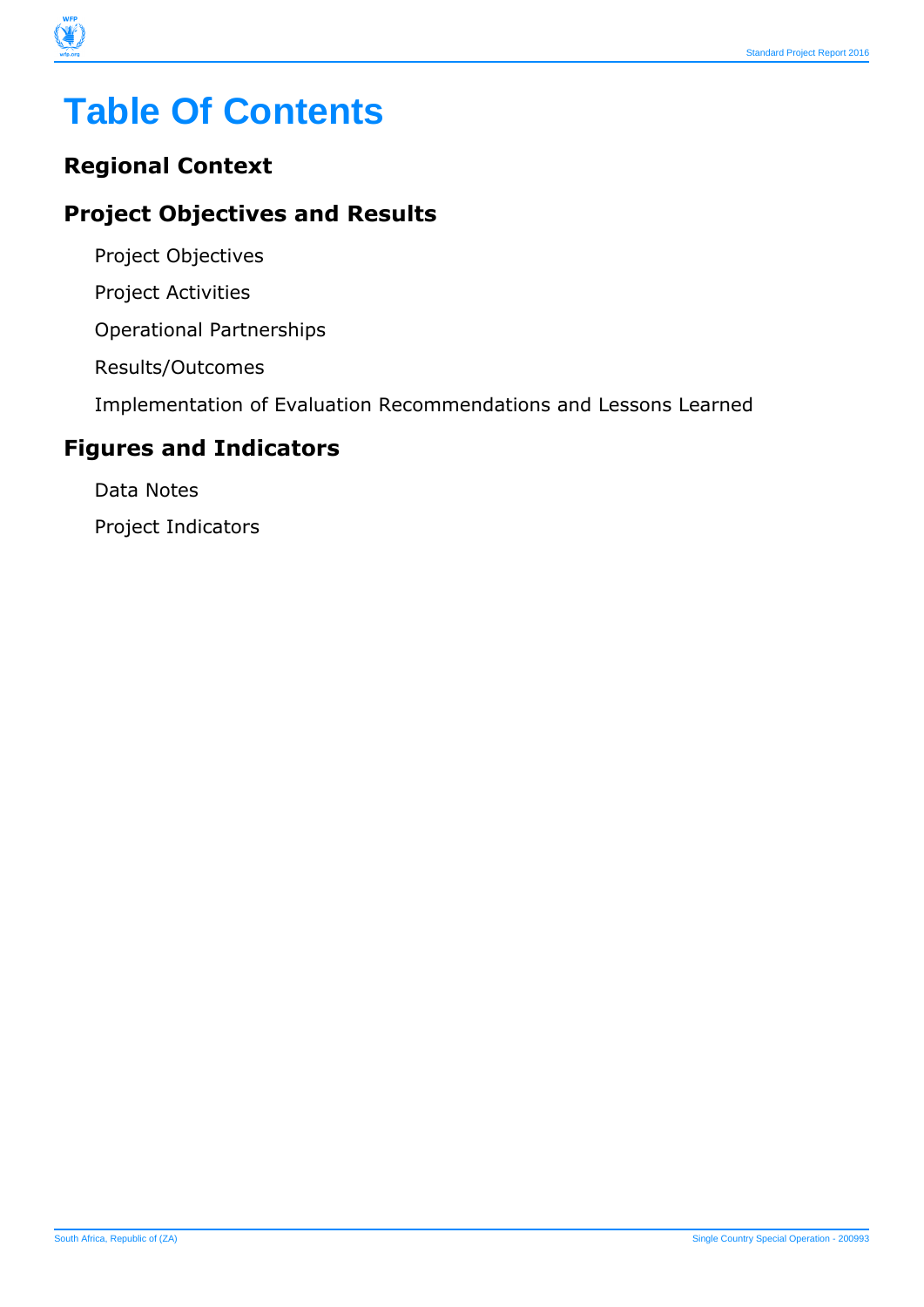# Table Of Contents

## Regional Context

## Project Objectives and Results

Project Objectives

Project Activities

Operational Partnerships

Results/Outcomes

Implementation of Evaluation Recommendations and Lessons Learned

## Figures and Indicators

Data Notes

Project Indicators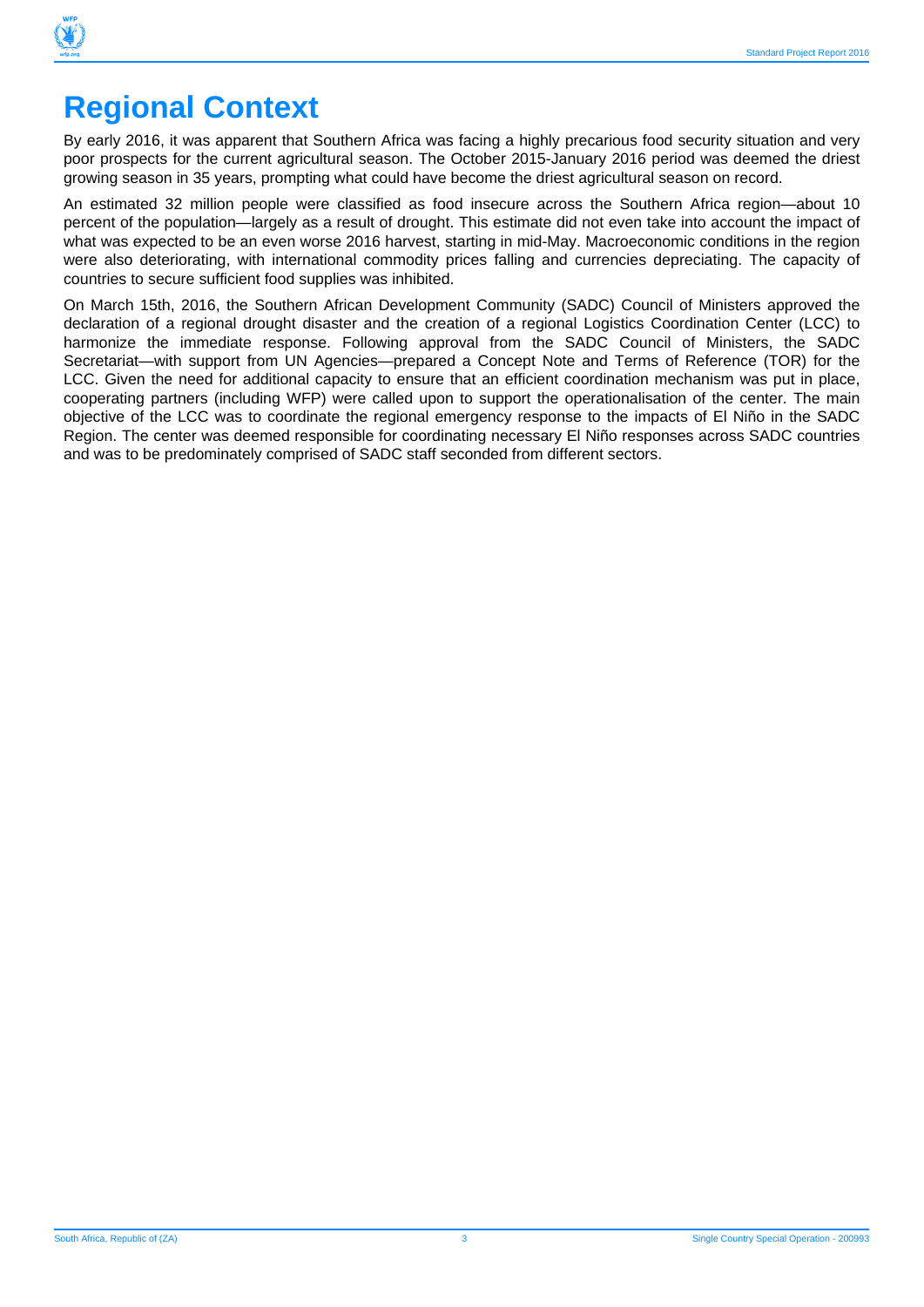# Regional Context

By early 2016, it was apparent that Southern Africa was facing a highly precarious food security situation and very poor prospects for the current agricultural season. The October 2015-January 2016 period was deemed the driest growing season in 35 years, prompting what could have become the driest agricultural season on record.

An estimated 32 million people were classified as food insecure across the Southern Africa region—about 10 percent of the population—largely as a result of drought. This estimate did not even take into account the impact of what was expected to be an even worse 2016 harvest, starting in mid-May. Macroeconomic conditions in the region were also deteriorating, with international commodity prices falling and currencies depreciating. The capacity of countries to secure sufficient food supplies was inhibited.

On March 15th, 2016, the Southern African Development Community (SADC) Council of Ministers approved the declaration of a regional drought disaster and the creation of a regional Logistics Coordination Center (LCC) to harmonize the immediate response. Following approval from the SADC Council of Ministers, the SADC Secretariat—with support from UN Agencies—prepared a Concept Note and Terms of Reference (TOR) for the LCC. Given the need for additional capacity to ensure that an efficient coordination mechanism was put in place, cooperating partners (including WFP) were called upon to support the operationalisation of the center. The main objective of the LCC was to coordinate the regional emergency response to the impacts of El Niño in the SADC Region. The center was deemed responsible for coordinating necessary El Niño responses across SADC countries and was to be predominately comprised of SADC staff seconded from different sectors.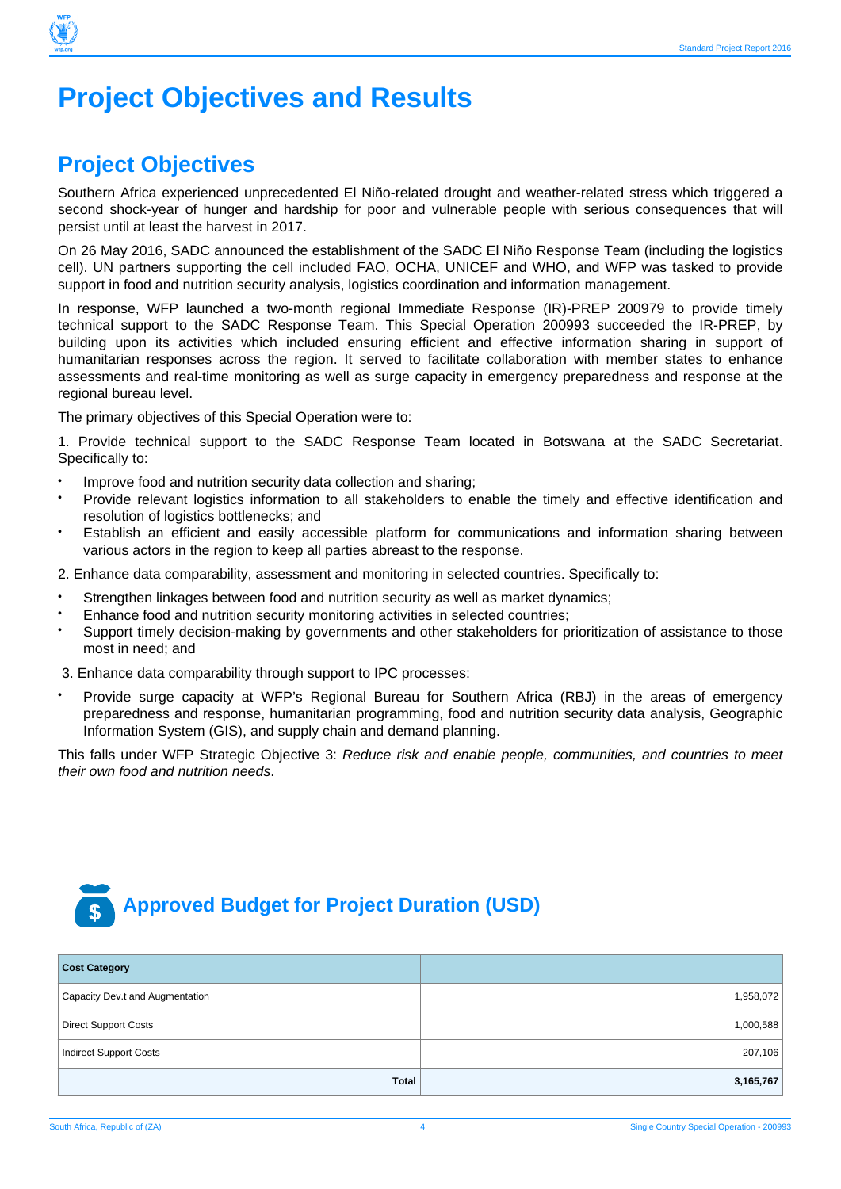# Project Objectives and Results

## Project Objectives

Southern Africa experienced unprecedented El Niño-related drought and weather-related stress which triggered a second shock-year of hunger and hardship for poor and vulnerable people with serious consequences that will persist until at least the harvest in 2017.

On 26 May 2016, SADC announced the establishment of the SADC El Niño Response Team (including the logistics cell). UN partners supporting the cell included FAO, OCHA, UNICEF and WHO, and WFP was tasked to provide support in food and nutrition security analysis, logistics coordination and information management.

In response, WFP launched a two-month regional Immediate Response (IR)-PREP 200979 to provide timely technical support to the SADC Response Team. This Special Operation 200993 succeeded the IR-PREP, by building upon its activities which included ensuring efficient and effective information sharing in support of humanitarian responses across the region. It served to facilitate collaboration with member states to enhance assessments and real-time monitoring as well as surge capacity in emergency preparedness and response at the regional bureau level.

The primary objectives of this Special Operation were to:

1. Provide technical support to the SADC Response Team located in Botswana at the SADC Secretariat. Specifically to:

- Improve food and nutrition security data collection and sharing;
- Provide relevant logistics information to all stakeholders to enable the timely and effective identification and resolution of logistics bottlenecks; and
- Establish an efficient and easily accessible platform for communications and information sharing between various actors in the region to keep all parties abreast to the response.

2. Enhance data comparability, assessment and monitoring in selected countries. Specifically to:

- Strengthen linkages between food and nutrition security as well as market dynamics;
- Enhance food and nutrition security monitoring activities in selected countries;
- Support timely decision-making by governments and other stakeholders for prioritization of assistance to those most in need; and

3. Enhance data comparability through support to IPC processes:

- Provide surge capacity at WFP's Regional Bureau for Southern Africa (RBJ) in the areas of emergency preparedness and response, humanitarian programming, food and nutrition security data analysis, Geographic Information System (GIS), and supply chain and demand planning.

This falls under WFP Strategic Objective 3: *Reduce risk and enable people, communities, and countries to meet their own food and nutrition needs*.

## Approved Budget for Project Duration (USD)

| Cost Category | |
|---|---:|
| Capacity Dev.t and Augmentation | 1,958,072 |
| Direct Support Costs | 1,000,588 |
| Indirect Support Costs | 207,106 |
| **Total** | **3,165,767** |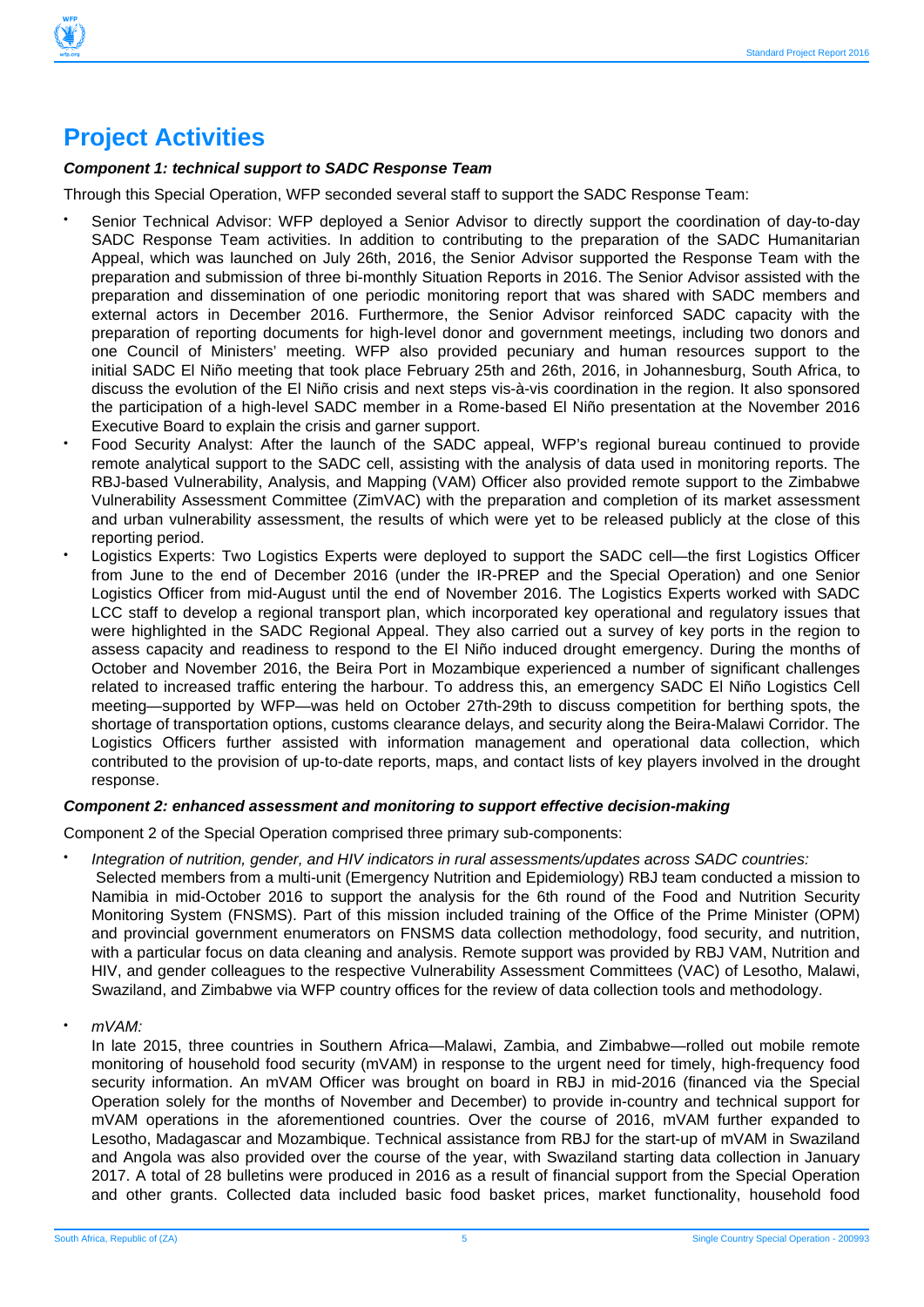# Project Activities

***Component 1: technical support to SADC Response Team***

Through this Special Operation, WFP seconded several staff to support the SADC Response Team:

- Senior Technical Advisor: WFP deployed a Senior Advisor to directly support the coordination of day-to-day SADC Response Team activities. In addition to contributing to the preparation of the SADC Humanitarian Appeal, which was launched on July 26th, 2016, the Senior Advisor supported the Response Team with the preparation and submission of three bi-monthly Situation Reports in 2016. The Senior Advisor assisted with the preparation and dissemination of one periodic monitoring report that was shared with SADC members and external actors in December 2016. Furthermore, the Senior Advisor reinforced SADC capacity with the preparation of reporting documents for high-level donor and government meetings, including two donors and one Council of Ministers' meeting. WFP also provided pecuniary and human resources support to the initial SADC El Niño meeting that took place February 25th and 26th, 2016, in Johannesburg, South Africa, to discuss the evolution of the El Niño crisis and next steps vis-à-vis coordination in the region. It also sponsored the participation of a high-level SADC member in a Rome-based El Niño presentation at the November 2016 Executive Board to explain the crisis and garner support.
- Food Security Analyst: After the launch of the SADC appeal, WFP's regional bureau continued to provide remote analytical support to the SADC cell, assisting with the analysis of data used in monitoring reports. The RBJ-based Vulnerability, Analysis, and Mapping (VAM) Officer also provided remote support to the Zimbabwe Vulnerability Assessment Committee (ZimVAC) with the preparation and completion of its market assessment and urban vulnerability assessment, the results of which were yet to be released publicly at the close of this reporting period.
- Logistics Experts: Two Logistics Experts were deployed to support the SADC cell—the first Logistics Officer from June to the end of December 2016 (under the IR-PREP and the Special Operation) and one Senior Logistics Officer from mid-August until the end of November 2016. The Logistics Experts worked with SADC LCC staff to develop a regional transport plan, which incorporated key operational and regulatory issues that were highlighted in the SADC Regional Appeal. They also carried out a survey of key ports in the region to assess capacity and readiness to respond to the El Niño induced drought emergency. During the months of October and November 2016, the Beira Port in Mozambique experienced a number of significant challenges related to increased traffic entering the harbour. To address this, an emergency SADC El Niño Logistics Cell meeting—supported by WFP—was held on October 27th-29th to discuss competition for berthing spots, the shortage of transportation options, customs clearance delays, and security along the Beira-Malawi Corridor. The Logistics Officers further assisted with information management and operational data collection, which contributed to the provision of up-to-date reports, maps, and contact lists of key players involved in the drought response.

***Component 2: enhanced assessment and monitoring to support effective decision-making***

Component 2 of the Special Operation comprised three primary sub-components:

- *Integration of nutrition, gender, and HIV indicators in rural assessments/updates across SADC countries:*
  Selected members from a multi-unit (Emergency Nutrition and Epidemiology) RBJ team conducted a mission to Namibia in mid-October 2016 to support the analysis for the 6th round of the Food and Nutrition Security Monitoring System (FNSMS). Part of this mission included training of the Office of the Prime Minister (OPM) and provincial government enumerators on FNSMS data collection methodology, food security, and nutrition, with a particular focus on data cleaning and analysis. Remote support was provided by RBJ VAM, Nutrition and HIV, and gender colleagues to the respective Vulnerability Assessment Committees (VAC) of Lesotho, Malawi, Swaziland, and Zimbabwe via WFP country offices for the review of data collection tools and methodology.

- *mVAM:*
  In late 2015, three countries in Southern Africa—Malawi, Zambia, and Zimbabwe—rolled out mobile remote monitoring of household food security (mVAM) in response to the urgent need for timely, high-frequency food security information. An mVAM Officer was brought on board in RBJ in mid-2016 (financed via the Special Operation solely for the months of November and December) to provide in-country and technical support for mVAM operations in the aforementioned countries. Over the course of 2016, mVAM further expanded to Lesotho, Madagascar and Mozambique. Technical assistance from RBJ for the start-up of mVAM in Swaziland and Angola was also provided over the course of the year, with Swaziland starting data collection in January 2017. A total of 28 bulletins were produced in 2016 as a result of financial support from the Special Operation and other grants. Collected data included basic food basket prices, market functionality, household food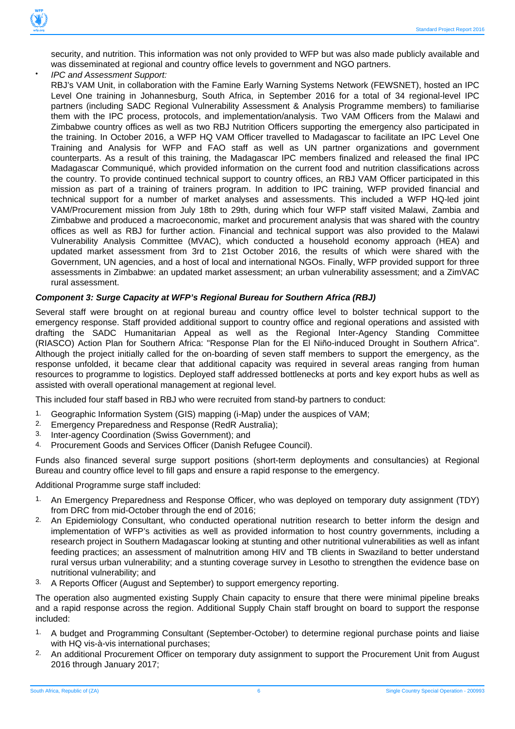security, and nutrition. This information was not only provided to WFP but was also made publicly available and was disseminated at regional and country office levels to government and NGO partners.

- *IPC and Assessment Support:*

  RBJ's VAM Unit, in collaboration with the Famine Early Warning Systems Network (FEWSNET), hosted an IPC Level One training in Johannesburg, South Africa, in September 2016 for a total of 34 regional-level IPC partners (including SADC Regional Vulnerability Assessment & Analysis Programme members) to familiarise them with the IPC process, protocols, and implementation/analysis. Two VAM Officers from the Malawi and Zimbabwe country offices as well as two RBJ Nutrition Officers supporting the emergency also participated in the training. In October 2016, a WFP HQ VAM Officer travelled to Madagascar to facilitate an IPC Level One Training and Analysis for WFP and FAO staff as well as UN partner organizations and government counterparts. As a result of this training, the Madagascar IPC members finalized and released the final IPC Madagascar Communiqué, which provided information on the current food and nutrition classifications across the country. To provide continued technical support to country offices, an RBJ VAM Officer participated in this mission as part of a training of trainers program. In addition to IPC training, WFP provided financial and technical support for a number of market analyses and assessments. This included a WFP HQ-led joint VAM/Procurement mission from July 18th to 29th, during which four WFP staff visited Malawi, Zambia and Zimbabwe and produced a macroeconomic, market and procurement analysis that was shared with the country offices as well as RBJ for further action. Financial and technical support was also provided to the Malawi Vulnerability Analysis Committee (MVAC), which conducted a household economy approach (HEA) and updated market assessment from 3rd to 21st October 2016, the results of which were shared with the Government, UN agencies, and a host of local and international NGOs. Finally, WFP provided support for three assessments in Zimbabwe: an updated market assessment; an urban vulnerability assessment; and a ZimVAC rural assessment.

***Component 3: Surge Capacity at WFP's Regional Bureau for Southern Africa (RBJ)***

Several staff were brought on at regional bureau and country office level to bolster technical support to the emergency response. Staff provided additional support to country office and regional operations and assisted with drafting the SADC Humanitarian Appeal as well as the Regional Inter-Agency Standing Committee (RIASCO) Action Plan for Southern Africa: "Response Plan for the El Niño-induced Drought in Southern Africa". Although the project initially called for the on-boarding of seven staff members to support the emergency, as the response unfolded, it became clear that additional capacity was required in several areas ranging from human resources to programme to logistics. Deployed staff addressed bottlenecks at ports and key export hubs as well as assisted with overall operational management at regional level.

This included four staff based in RBJ who were recruited from stand-by partners to conduct:

1. Geographic Information System (GIS) mapping (i-Map) under the auspices of VAM;
2. Emergency Preparedness and Response (RedR Australia);
3. Inter-agency Coordination (Swiss Government); and
4. Procurement Goods and Services Officer (Danish Refugee Council).

Funds also financed several surge support positions (short-term deployments and consultancies) at Regional Bureau and country office level to fill gaps and ensure a rapid response to the emergency.

Additional Programme surge staff included:

1. An Emergency Preparedness and Response Officer, who was deployed on temporary duty assignment (TDY) from DRC from mid-October through the end of 2016;
2. An Epidemiology Consultant, who conducted operational nutrition research to better inform the design and implementation of WFP's activities as well as provided information to host country governments, including a research project in Southern Madagascar looking at stunting and other nutritional vulnerabilities as well as infant feeding practices; an assessment of malnutrition among HIV and TB clients in Swaziland to better understand rural versus urban vulnerability; and a stunting coverage survey in Lesotho to strengthen the evidence base on nutritional vulnerability; and
3. A Reports Officer (August and September) to support emergency reporting.

The operation also augmented existing Supply Chain capacity to ensure that there were minimal pipeline breaks and a rapid response across the region. Additional Supply Chain staff brought on board to support the response included:

1. A budget and Programming Consultant (September-October) to determine regional purchase points and liaise with HQ vis-à-vis international purchases;
2. An additional Procurement Officer on temporary duty assignment to support the Procurement Unit from August 2016 through January 2017;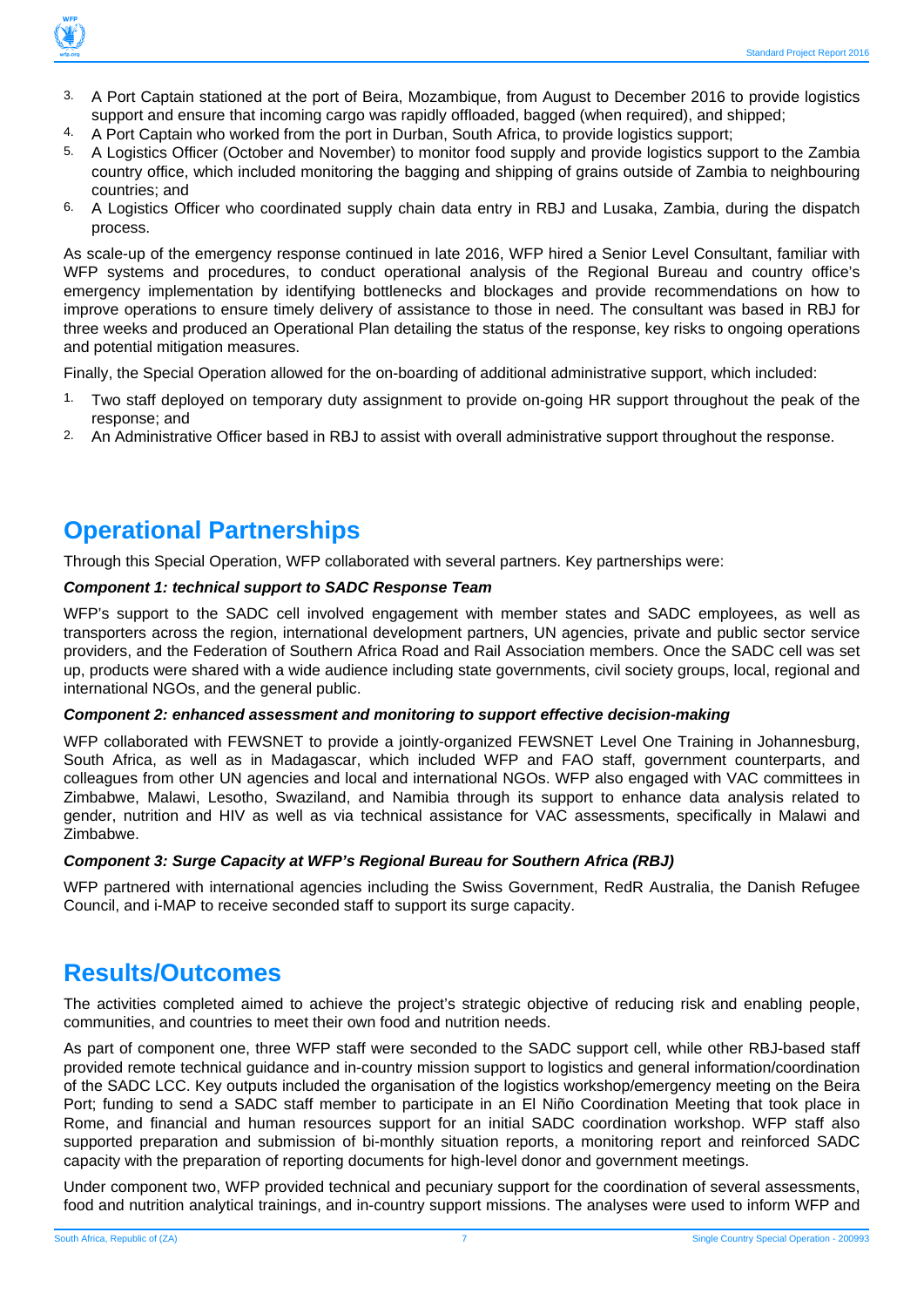3. A Port Captain stationed at the port of Beira, Mozambique, from August to December 2016 to provide logistics support and ensure that incoming cargo was rapidly offloaded, bagged (when required), and shipped;
4. A Port Captain who worked from the port in Durban, South Africa, to provide logistics support;
5. A Logistics Officer (October and November) to monitor food supply and provide logistics support to the Zambia country office, which included monitoring the bagging and shipping of grains outside of Zambia to neighbouring countries; and
6. A Logistics Officer who coordinated supply chain data entry in RBJ and Lusaka, Zambia, during the dispatch process.

As scale-up of the emergency response continued in late 2016, WFP hired a Senior Level Consultant, familiar with WFP systems and procedures, to conduct operational analysis of the Regional Bureau and country office's emergency implementation by identifying bottlenecks and blockages and provide recommendations on how to improve operations to ensure timely delivery of assistance to those in need. The consultant was based in RBJ for three weeks and produced an Operational Plan detailing the status of the response, key risks to ongoing operations and potential mitigation measures.

Finally, the Special Operation allowed for the on-boarding of additional administrative support, which included:

1. Two staff deployed on temporary duty assignment to provide on-going HR support throughout the peak of the response; and
2. An Administrative Officer based in RBJ to assist with overall administrative support throughout the response.

## Operational Partnerships

Through this Special Operation, WFP collaborated with several partners. Key partnerships were:

***Component 1: technical support to SADC Response Team***

WFP's support to the SADC cell involved engagement with member states and SADC employees, as well as transporters across the region, international development partners, UN agencies, private and public sector service providers, and the Federation of Southern Africa Road and Rail Association members. Once the SADC cell was set up, products were shared with a wide audience including state governments, civil society groups, local, regional and international NGOs, and the general public.

***Component 2: enhanced assessment and monitoring to support effective decision-making***

WFP collaborated with FEWSNET to provide a jointly-organized FEWSNET Level One Training in Johannesburg, South Africa, as well as in Madagascar, which included WFP and FAO staff, government counterparts, and colleagues from other UN agencies and local and international NGOs. WFP also engaged with VAC committees in Zimbabwe, Malawi, Lesotho, Swaziland, and Namibia through its support to enhance data analysis related to gender, nutrition and HIV as well as via technical assistance for VAC assessments, specifically in Malawi and Zimbabwe.

***Component 3: Surge Capacity at WFP's Regional Bureau for Southern Africa (RBJ)***

WFP partnered with international agencies including the Swiss Government, RedR Australia, the Danish Refugee Council, and i-MAP to receive seconded staff to support its surge capacity.

## Results/Outcomes

The activities completed aimed to achieve the project's strategic objective of reducing risk and enabling people, communities, and countries to meet their own food and nutrition needs.

As part of component one, three WFP staff were seconded to the SADC support cell, while other RBJ-based staff provided remote technical guidance and in-country mission support to logistics and general information/coordination of the SADC LCC. Key outputs included the organisation of the logistics workshop/emergency meeting on the Beira Port; funding to send a SADC staff member to participate in an El Niño Coordination Meeting that took place in Rome, and financial and human resources support for an initial SADC coordination workshop. WFP staff also supported preparation and submission of bi-monthly situation reports, a monitoring report and reinforced SADC capacity with the preparation of reporting documents for high-level donor and government meetings.

Under component two, WFP provided technical and pecuniary support for the coordination of several assessments, food and nutrition analytical trainings, and in-country support missions. The analyses were used to inform WFP and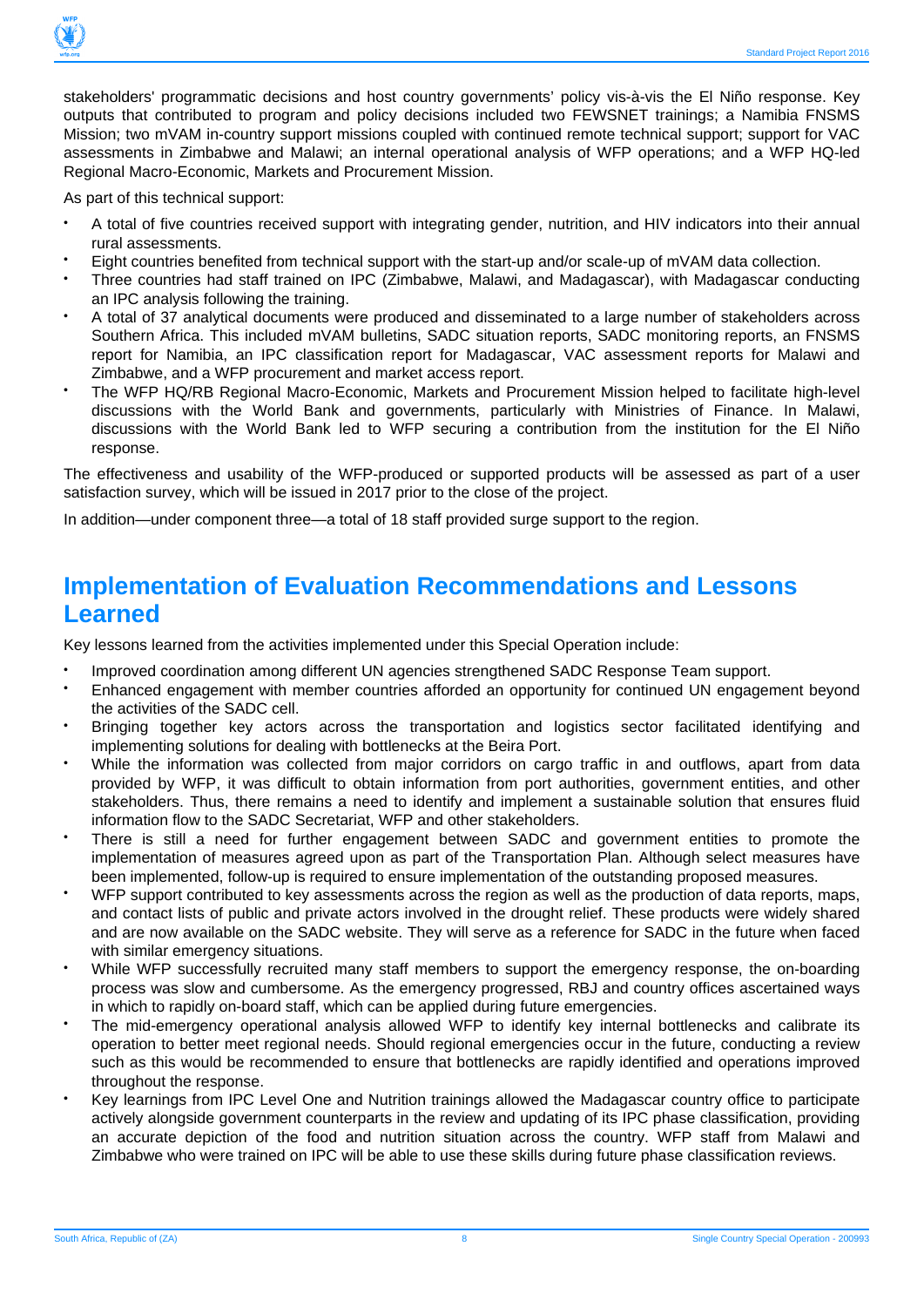stakeholders' programmatic decisions and host country governments' policy vis-à-vis the El Niño response. Key outputs that contributed to program and policy decisions included two FEWSNET trainings; a Namibia FNSMS Mission; two mVAM in-country support missions coupled with continued remote technical support; support for VAC assessments in Zimbabwe and Malawi; an internal operational analysis of WFP operations; and a WFP HQ-led Regional Macro-Economic, Markets and Procurement Mission.

As part of this technical support:

- A total of five countries received support with integrating gender, nutrition, and HIV indicators into their annual rural assessments.
- Eight countries benefited from technical support with the start-up and/or scale-up of mVAM data collection.
- Three countries had staff trained on IPC (Zimbabwe, Malawi, and Madagascar), with Madagascar conducting an IPC analysis following the training.
- A total of 37 analytical documents were produced and disseminated to a large number of stakeholders across Southern Africa. This included mVAM bulletins, SADC situation reports, SADC monitoring reports, an FNSMS report for Namibia, an IPC classification report for Madagascar, VAC assessment reports for Malawi and Zimbabwe, and a WFP procurement and market access report.
- The WFP HQ/RB Regional Macro-Economic, Markets and Procurement Mission helped to facilitate high-level discussions with the World Bank and governments, particularly with Ministries of Finance. In Malawi, discussions with the World Bank led to WFP securing a contribution from the institution for the El Niño response.

The effectiveness and usability of the WFP-produced or supported products will be assessed as part of a user satisfaction survey, which will be issued in 2017 prior to the close of the project.

In addition—under component three—a total of 18 staff provided surge support to the region.

## Implementation of Evaluation Recommendations and Lessons Learned

Key lessons learned from the activities implemented under this Special Operation include:

- Improved coordination among different UN agencies strengthened SADC Response Team support.
- Enhanced engagement with member countries afforded an opportunity for continued UN engagement beyond the activities of the SADC cell.
- Bringing together key actors across the transportation and logistics sector facilitated identifying and implementing solutions for dealing with bottlenecks at the Beira Port.
- While the information was collected from major corridors on cargo traffic in and outflows, apart from data provided by WFP, it was difficult to obtain information from port authorities, government entities, and other stakeholders. Thus, there remains a need to identify and implement a sustainable solution that ensures fluid information flow to the SADC Secretariat, WFP and other stakeholders.
- There is still a need for further engagement between SADC and government entities to promote the implementation of measures agreed upon as part of the Transportation Plan. Although select measures have been implemented, follow-up is required to ensure implementation of the outstanding proposed measures.
- WFP support contributed to key assessments across the region as well as the production of data reports, maps, and contact lists of public and private actors involved in the drought relief. These products were widely shared and are now available on the SADC website. They will serve as a reference for SADC in the future when faced with similar emergency situations.
- While WFP successfully recruited many staff members to support the emergency response, the on-boarding process was slow and cumbersome. As the emergency progressed, RBJ and country offices ascertained ways in which to rapidly on-board staff, which can be applied during future emergencies.
- The mid-emergency operational analysis allowed WFP to identify key internal bottlenecks and calibrate its operation to better meet regional needs. Should regional emergencies occur in the future, conducting a review such as this would be recommended to ensure that bottlenecks are rapidly identified and operations improved throughout the response.
- Key learnings from IPC Level One and Nutrition trainings allowed the Madagascar country office to participate actively alongside government counterparts in the review and updating of its IPC phase classification, providing an accurate depiction of the food and nutrition situation across the country. WFP staff from Malawi and Zimbabwe who were trained on IPC will be able to use these skills during future phase classification reviews.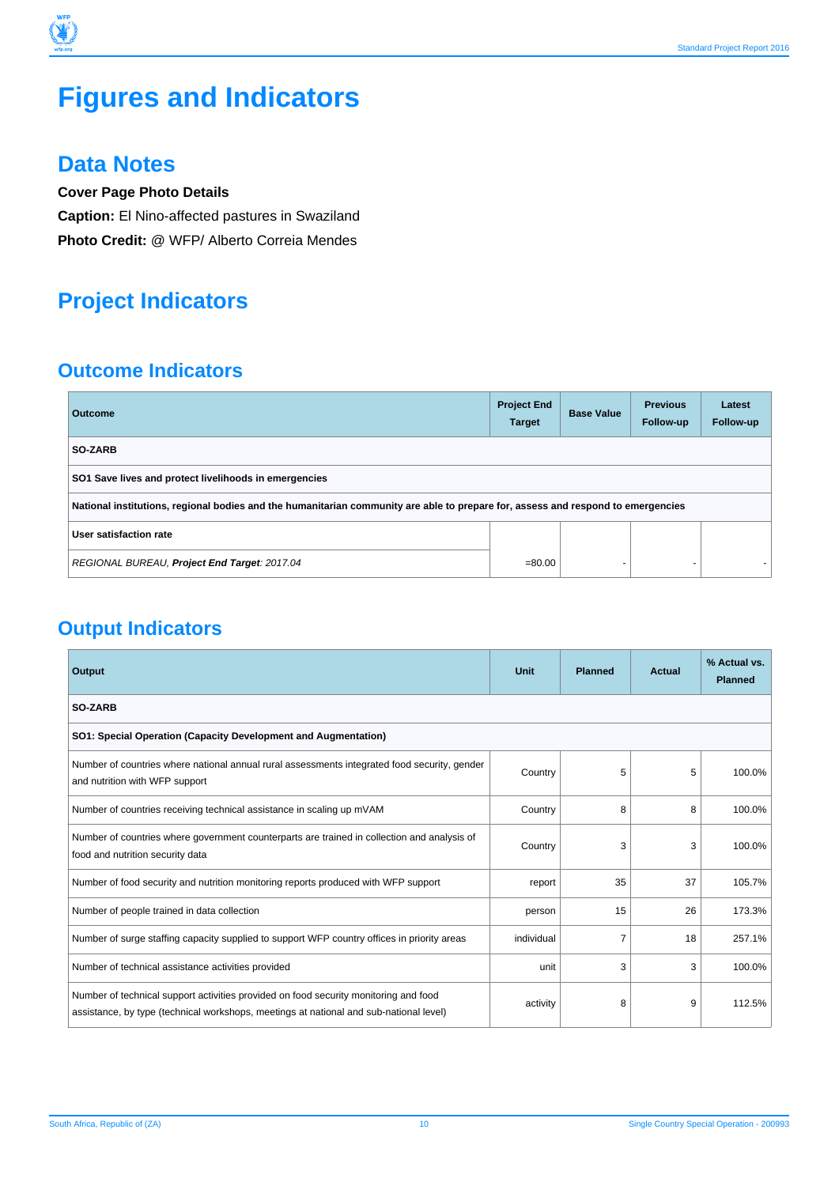# Figures and Indicators

## Data Notes

**Cover Page Photo Details**

**Caption:** El Nino-affected pastures in Swaziland

**Photo Credit:** @ WFP/ Alberto Correia Mendes

## Project Indicators

### Outcome Indicators

| Outcome | Project End Target | Base Value | Previous Follow-up | Latest Follow-up |
|---|---|---|---|---|
| **SO-ZARB** | | | | |
| **SO1 Save lives and protect livelihoods in emergencies** | | | | |
| **National institutions, regional bodies and the humanitarian community are able to prepare for, assess and respond to emergencies** | | | | |
| **User satisfaction rate** | | | | |
| *REGIONAL BUREAU, **Project End Target**: 2017.04* | =80.00 | - | - | - |

### Output Indicators

| Output | Unit | Planned | Actual | % Actual vs. Planned |
|---|---|---|---|---|
| **SO-ZARB** | | | | |
| **SO1: Special Operation (Capacity Development and Augmentation)** | | | | |
| Number of countries where national annual rural assessments integrated food security, gender and nutrition with WFP support | Country | 5 | 5 | 100.0% |
| Number of countries receiving technical assistance in scaling up mVAM | Country | 8 | 8 | 100.0% |
| Number of countries where government counterparts are trained in collection and analysis of food and nutrition security data | Country | 3 | 3 | 100.0% |
| Number of food security and nutrition monitoring reports produced with WFP support | report | 35 | 37 | 105.7% |
| Number of people trained in data collection | person | 15 | 26 | 173.3% |
| Number of surge staffing capacity supplied to support WFP country offices in priority areas | individual | 7 | 18 | 257.1% |
| Number of technical assistance activities provided | unit | 3 | 3 | 100.0% |
| Number of technical support activities provided on food security monitoring and food assistance, by type (technical workshops, meetings at national and sub-national level) | activity | 8 | 9 | 112.5% |